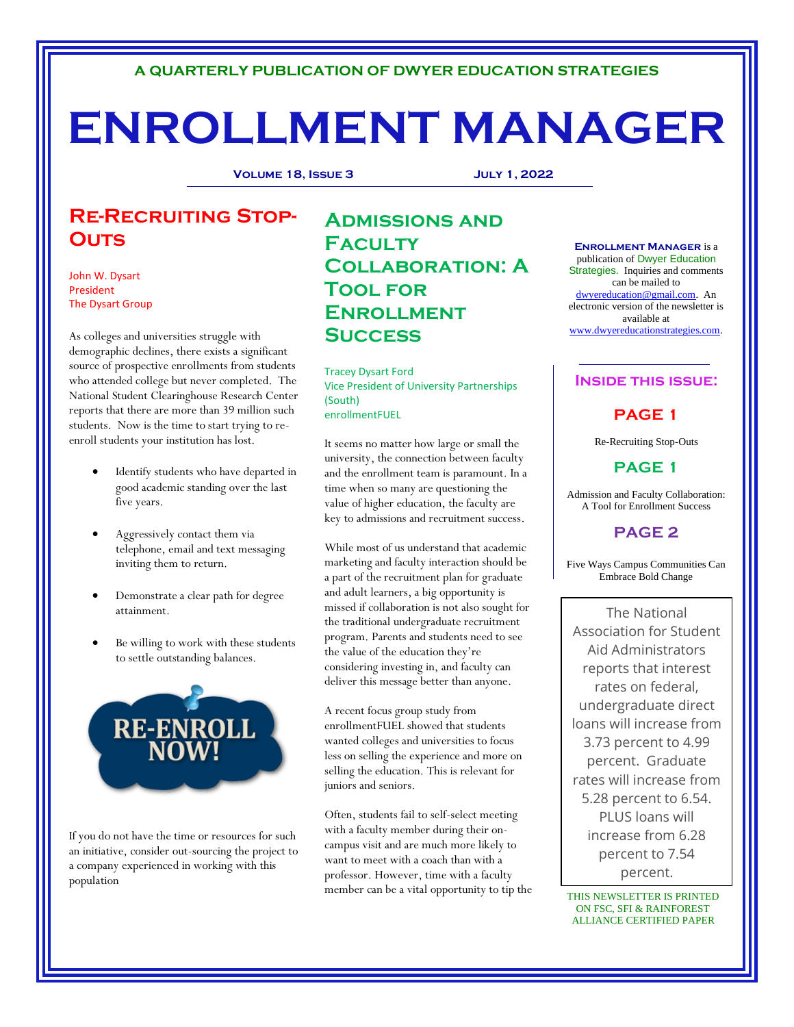A QUARTERLY PUBLICATION OF DWYER EDUCATION STRATEGIES

# ENROLLMENT MANAGER

**Volume 18, Issue 3** **July 1, 2022**

## Re-Recruiting Stop-Outs

John W. Dysart
President
The Dysart Group

As colleges and universities struggle with demographic declines, there exists a significant source of prospective enrollments from students who attended college but never completed. The National Student Clearinghouse Research Center reports that there are more than 39 million such students. Now is the time to start trying to re-enroll students your institution has lost.

- Identify students who have departed in good academic standing over the last five years.
- Aggressively contact them via telephone, email and text messaging inviting them to return.
- Demonstrate a clear path for degree attainment.
- Be willing to work with these students to settle outstanding balances.

RE-ENROLL NOW!

If you do not have the time or resources for such an initiative, consider out-sourcing the project to a company experienced in working with this population

## Admissions and Faculty Collaboration: A Tool for Enrollment Success

Tracey Dysart Ford
Vice President of University Partnerships (South)
enrollmentFUEL

It seems no matter how large or small the university, the connection between faculty and the enrollment team is paramount. In a time when so many are questioning the value of higher education, the faculty are key to admissions and recruitment success.

While most of us understand that academic marketing and faculty interaction should be a part of the recruitment plan for graduate and adult learners, a big opportunity is missed if collaboration is not also sought for the traditional undergraduate recruitment program. Parents and students need to see the value of the education they're considering investing in, and faculty can deliver this message better than anyone.

A recent focus group study from enrollmentFUEL showed that students wanted colleges and universities to focus less on selling the experience and more on selling the education. This is relevant for juniors and seniors.

Often, students fail to self-select meeting with a faculty member during their on-campus visit and are much more likely to want to meet with a coach than with a professor. However, time with a faculty member can be a vital opportunity to tip the

---

**Enrollment Manager** is a publication of Dwyer Education Strategies. Inquiries and comments can be mailed to dwyereducation@gmail.com. An electronic version of the newsletter is available at www.dwyereducationstrategies.com.

### Inside this issue:

**PAGE 1**

Re-Recruiting Stop-Outs

**PAGE 1**

Admission and Faculty Collaboration: A Tool for Enrollment Success

**PAGE 2**

Five Ways Campus Communities Can Embrace Bold Change

The National Association for Student Aid Administrators reports that interest rates on federal, undergraduate direct loans will increase from 3.73 percent to 4.99 percent. Graduate rates will increase from 5.28 percent to 6.54. PLUS loans will increase from 6.28 percent to 7.54 percent.

THIS NEWSLETTER IS PRINTED ON FSC, SFI & RAINFOREST ALLIANCE CERTIFIED PAPER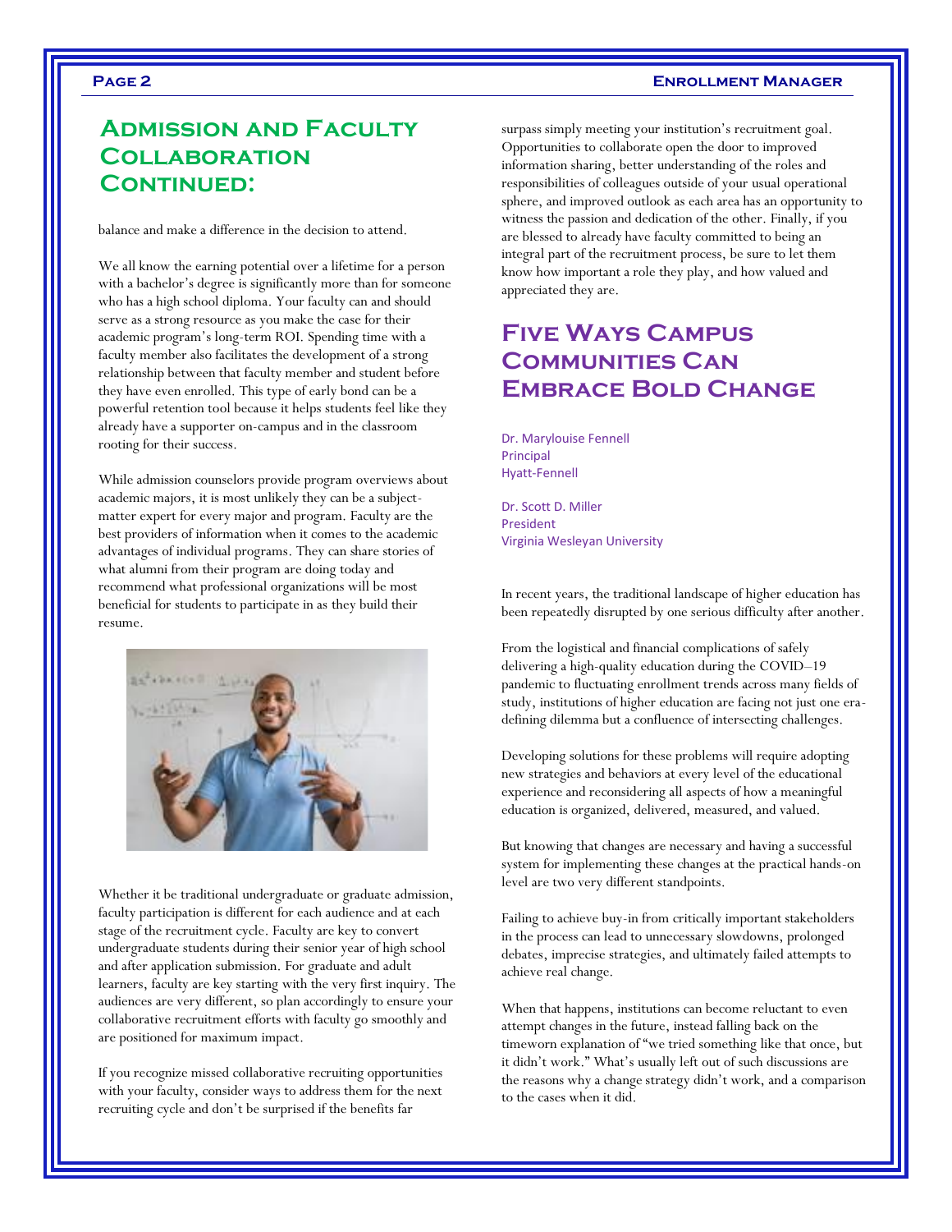## Admission and Faculty Collaboration Continued:

balance and make a difference in the decision to attend.

We all know the earning potential over a lifetime for a person with a bachelor's degree is significantly more than for someone who has a high school diploma. Your faculty can and should serve as a strong resource as you make the case for their academic program's long-term ROI. Spending time with a faculty member also facilitates the development of a strong relationship between that faculty member and student before they have even enrolled. This type of early bond can be a powerful retention tool because it helps students feel like they already have a supporter on-campus and in the classroom rooting for their success.

While admission counselors provide program overviews about academic majors, it is most unlikely they can be a subject-matter expert for every major and program. Faculty are the best providers of information when it comes to the academic advantages of individual programs. They can share stories of what alumni from their program are doing today and recommend what professional organizations will be most beneficial for students to participate in as they build their resume.

Whether it be traditional undergraduate or graduate admission, faculty participation is different for each audience and at each stage of the recruitment cycle. Faculty are key to convert undergraduate students during their senior year of high school and after application submission. For graduate and adult learners, faculty are key starting with the very first inquiry. The audiences are very different, so plan accordingly to ensure your collaborative recruitment efforts with faculty go smoothly and are positioned for maximum impact.

If you recognize missed collaborative recruiting opportunities with your faculty, consider ways to address them for the next recruiting cycle and don't be surprised if the benefits far surpass simply meeting your institution's recruitment goal. Opportunities to collaborate open the door to improved information sharing, better understanding of the roles and responsibilities of colleagues outside of your usual operational sphere, and improved outlook as each area has an opportunity to witness the passion and dedication of the other. Finally, if you are blessed to already have faculty committed to being an integral part of the recruitment process, be sure to let them know how important a role they play, and how valued and appreciated they are.

## Five Ways Campus Communities Can Embrace Bold Change

Dr. Marylouise Fennell
Principal
Hyatt-Fennell

Dr. Scott D. Miller
President
Virginia Wesleyan University

In recent years, the traditional landscape of higher education has been repeatedly disrupted by one serious difficulty after another.

From the logistical and financial complications of safely delivering a high-quality education during the COVID–19 pandemic to fluctuating enrollment trends across many fields of study, institutions of higher education are facing not just one era-defining dilemma but a confluence of intersecting challenges.

Developing solutions for these problems will require adopting new strategies and behaviors at every level of the educational experience and reconsidering all aspects of how a meaningful education is organized, delivered, measured, and valued.

But knowing that changes are necessary and having a successful system for implementing these changes at the practical hands-on level are two very different standpoints.

Failing to achieve buy-in from critically important stakeholders in the process can lead to unnecessary slowdowns, prolonged debates, imprecise strategies, and ultimately failed attempts to achieve real change.

When that happens, institutions can become reluctant to even attempt changes in the future, instead falling back on the timeworn explanation of "we tried something like that once, but it didn't work." What's usually left out of such discussions are the reasons why a change strategy didn't work, and a comparison to the cases when it did.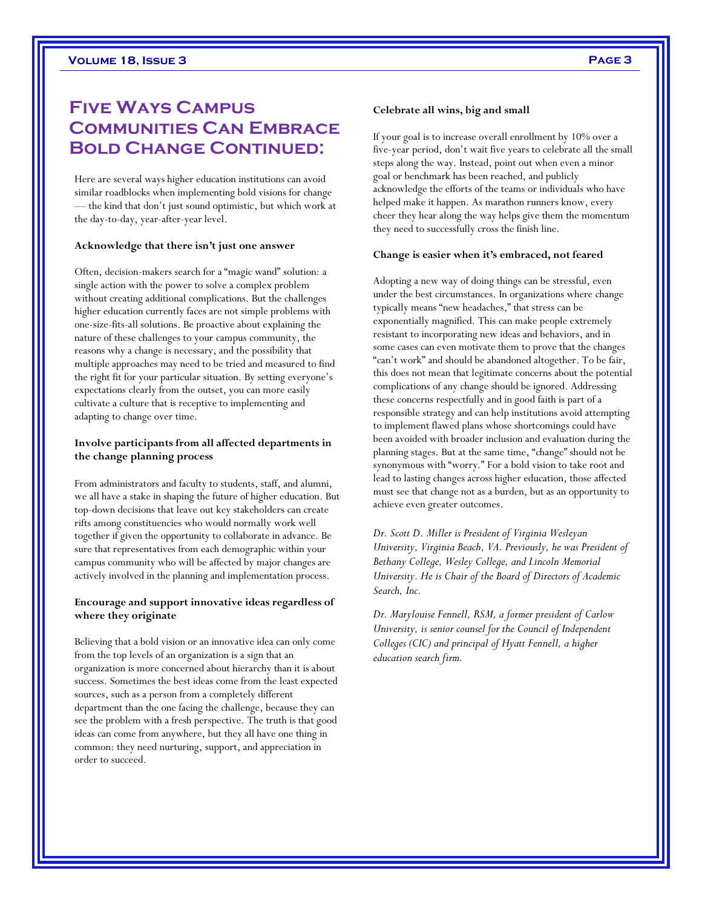# Five Ways Campus Communities Can Embrace Bold Change Continued:

Here are several ways higher education institutions can avoid similar roadblocks when implementing bold visions for change — the kind that don't just sound optimistic, but which work at the day-to-day, year-after-year level.

**Acknowledge that there isn't just one answer**

Often, decision-makers search for a "magic wand" solution: a single action with the power to solve a complex problem without creating additional complications. But the challenges higher education currently faces are not simple problems with one-size-fits-all solutions. Be proactive about explaining the nature of these challenges to your campus community, the reasons why a change is necessary, and the possibility that multiple approaches may need to be tried and measured to find the right fit for your particular situation. By setting everyone's expectations clearly from the outset, you can more easily cultivate a culture that is receptive to implementing and adapting to change over time.

**Involve participants from all affected departments in the change planning process**

From administrators and faculty to students, staff, and alumni, we all have a stake in shaping the future of higher education. But top-down decisions that leave out key stakeholders can create rifts among constituencies who would normally work well together if given the opportunity to collaborate in advance. Be sure that representatives from each demographic within your campus community who will be affected by major changes are actively involved in the planning and implementation process.

**Encourage and support innovative ideas regardless of where they originate**

Believing that a bold vision or an innovative idea can only come from the top levels of an organization is a sign that an organization is more concerned about hierarchy than it is about success. Sometimes the best ideas come from the least expected sources, such as a person from a completely different department than the one facing the challenge, because they can see the problem with a fresh perspective. The truth is that good ideas can come from anywhere, but they all have one thing in common: they need nurturing, support, and appreciation in order to succeed.

**Celebrate all wins, big and small**

If your goal is to increase overall enrollment by 10% over a five-year period, don't wait five years to celebrate all the small steps along the way. Instead, point out when even a minor goal or benchmark has been reached, and publicly acknowledge the efforts of the teams or individuals who have helped make it happen. As marathon runners know, every cheer they hear along the way helps give them the momentum they need to successfully cross the finish line.

**Change is easier when it's embraced, not feared**

Adopting a new way of doing things can be stressful, even under the best circumstances. In organizations where change typically means "new headaches," that stress can be exponentially magnified. This can make people extremely resistant to incorporating new ideas and behaviors, and in some cases can even motivate them to prove that the changes "can't work" and should be abandoned altogether. To be fair, this does not mean that legitimate concerns about the potential complications of any change should be ignored. Addressing these concerns respectfully and in good faith is part of a responsible strategy and can help institutions avoid attempting to implement flawed plans whose shortcomings could have been avoided with broader inclusion and evaluation during the planning stages. But at the same time, "change" should not be synonymous with "worry." For a bold vision to take root and lead to lasting changes across higher education, those affected must see that change not as a burden, but as an opportunity to achieve even greater outcomes.

*Dr. Scott D. Miller is President of Virginia Wesleyan University, Virginia Beach, VA. Previously, he was President of Bethany College, Wesley College, and Lincoln Memorial University. He is Chair of the Board of Directors of Academic Search, Inc.*

*Dr. Marylouise Fennell, RSM, a former president of Carlow University, is senior counsel for the Council of Independent Colleges (CIC) and principal of Hyatt Fennell, a higher education search firm.*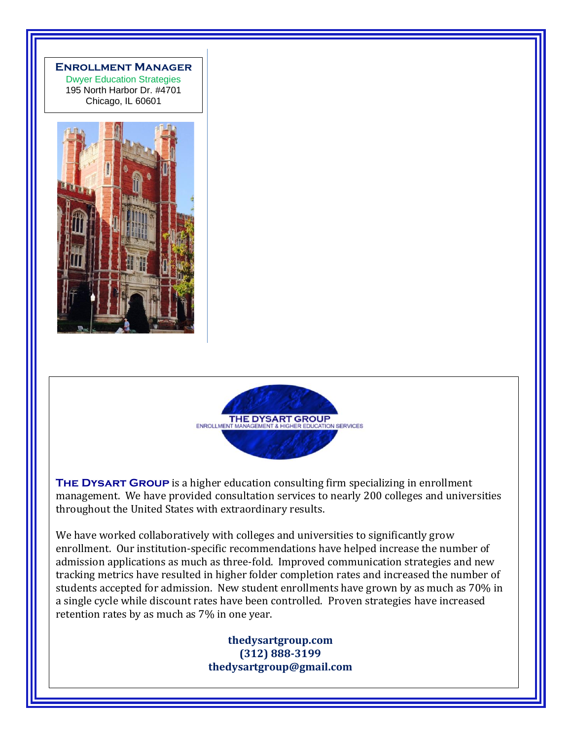**Enrollment Manager**

Dwyer Education Strategies
195 North Harbor Dr. #4701
Chicago, IL 60601

THE DYSART GROUP
ENROLLMENT MANAGEMENT & HIGHER EDUCATION SERVICES

**The Dysart Group** is a higher education consulting firm specializing in enrollment management. We have provided consultation services to nearly 200 colleges and universities throughout the United States with extraordinary results.

We have worked collaboratively with colleges and universities to significantly grow enrollment. Our institution-specific recommendations have helped increase the number of admission applications as much as three-fold. Improved communication strategies and new tracking metrics have resulted in higher folder completion rates and increased the number of students accepted for admission. New student enrollments have grown by as much as 70% in a single cycle while discount rates have been controlled. Proven strategies have increased retention rates by as much as 7% in one year.

**thedysartgroup.com**
**(312) 888-3199**
**thedysartgroup@gmail.com**